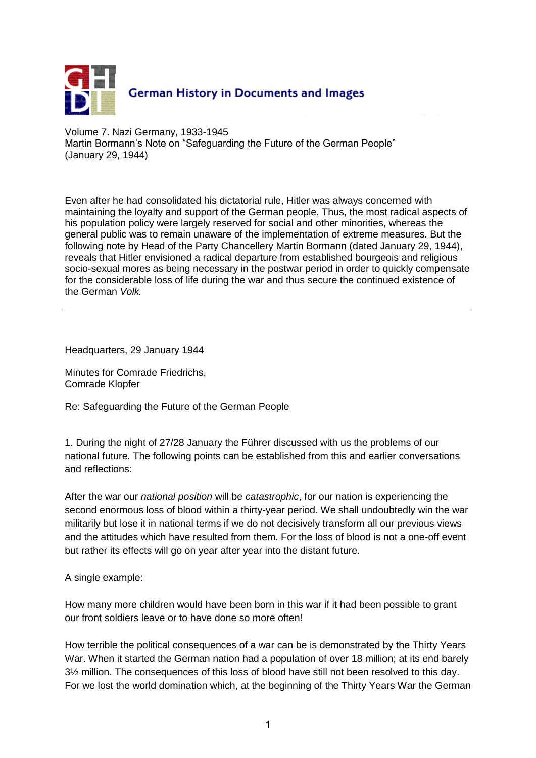German History in Documents and Images

Volume 7. Nazi Germany, 1933-1945
Martin Bormann's Note on "Safeguarding the Future of the German People"
(January 29, 1944)

Even after he had consolidated his dictatorial rule, Hitler was always concerned with maintaining the loyalty and support of the German people. Thus, the most radical aspects of his population policy were largely reserved for social and other minorities, whereas the general public was to remain unaware of the implementation of extreme measures. But the following note by Head of the Party Chancellery Martin Bormann (dated January 29, 1944), reveals that Hitler envisioned a radical departure from established bourgeois and religious socio-sexual mores as being necessary in the postwar period in order to quickly compensate for the considerable loss of life during the war and thus secure the continued existence of the German *Volk.*

---

Headquarters, 29 January 1944

Minutes for Comrade Friedrichs,
Comrade Klopfer

Re: Safeguarding the Future of the German People

1. During the night of 27/28 January the Führer discussed with us the problems of our national future. The following points can be established from this and earlier conversations and reflections:

After the war our *national position* will be *catastrophic*, for our nation is experiencing the second enormous loss of blood within a thirty-year period. We shall undoubtedly win the war militarily but lose it in national terms if we do not decisively transform all our previous views and the attitudes which have resulted from them. For the loss of blood is not a one-off event but rather its effects will go on year after year into the distant future.

A single example:

How many more children would have been born in this war if it had been possible to grant our front soldiers leave or to have done so more often!

How terrible the political consequences of a war can be is demonstrated by the Thirty Years War. When it started the German nation had a population of over 18 million; at its end barely 3½ million. The consequences of this loss of blood have still not been resolved to this day. For we lost the world domination which, at the beginning of the Thirty Years War the German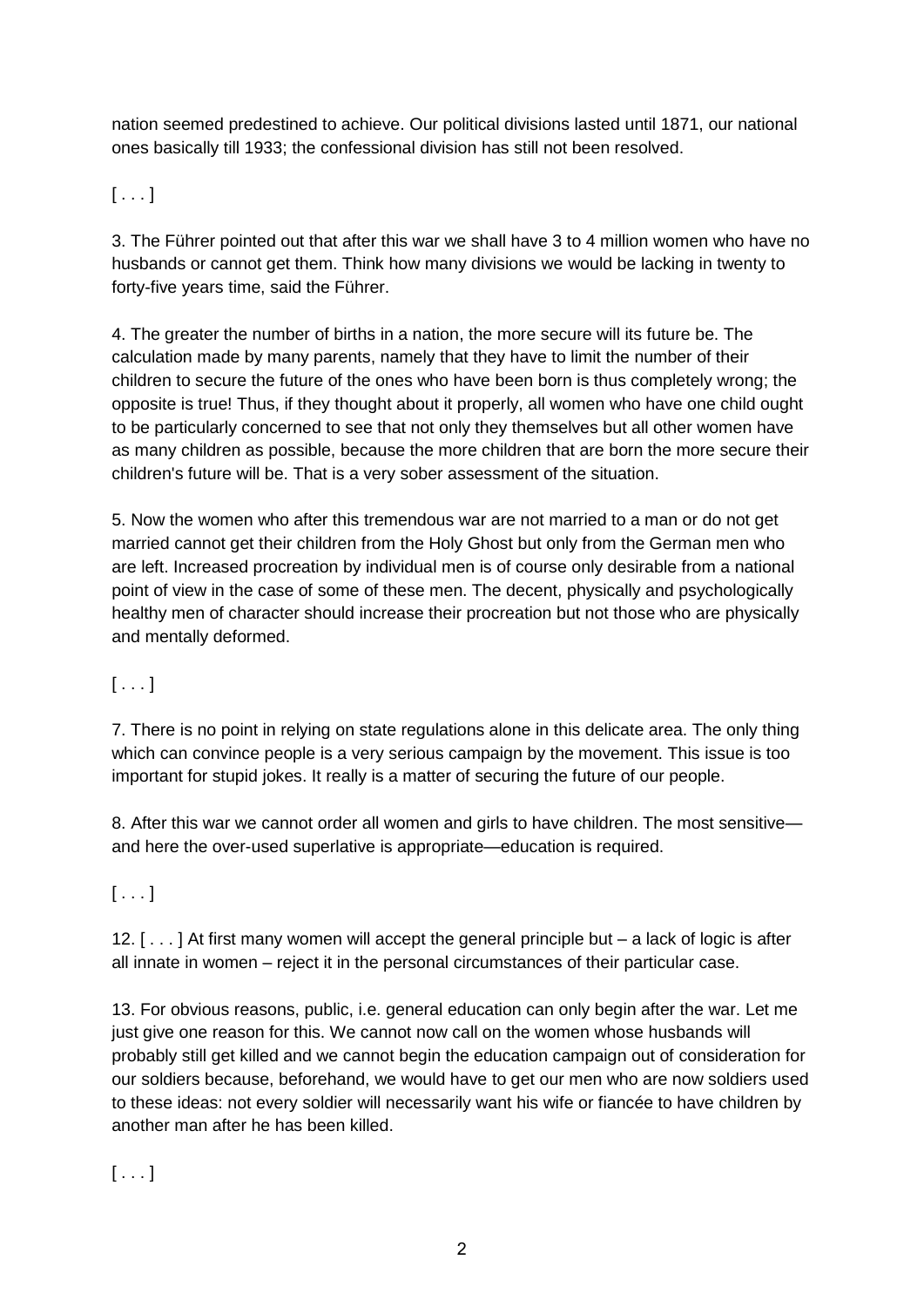nation seemed predestined to achieve. Our political divisions lasted until 1871, our national ones basically till 1933; the confessional division has still not been resolved.

[ . . . ]

3. The Führer pointed out that after this war we shall have 3 to 4 million women who have no husbands or cannot get them. Think how many divisions we would be lacking in twenty to forty-five years time, said the Führer.

4. The greater the number of births in a nation, the more secure will its future be. The calculation made by many parents, namely that they have to limit the number of their children to secure the future of the ones who have been born is thus completely wrong; the opposite is true! Thus, if they thought about it properly, all women who have one child ought to be particularly concerned to see that not only they themselves but all other women have as many children as possible, because the more children that are born the more secure their children's future will be. That is a very sober assessment of the situation.

5. Now the women who after this tremendous war are not married to a man or do not get married cannot get their children from the Holy Ghost but only from the German men who are left. Increased procreation by individual men is of course only desirable from a national point of view in the case of some of these men. The decent, physically and psychologically healthy men of character should increase their procreation but not those who are physically and mentally deformed.

[ . . . ]

7. There is no point in relying on state regulations alone in this delicate area. The only thing which can convince people is a very serious campaign by the movement. This issue is too important for stupid jokes. It really is a matter of securing the future of our people.

8. After this war we cannot order all women and girls to have children. The most sensitive—and here the over-used superlative is appropriate—education is required.

[ . . . ]

12. [ . . . ] At first many women will accept the general principle but – a lack of logic is after all innate in women – reject it in the personal circumstances of their particular case.

13. For obvious reasons, public, i.e. general education can only begin after the war. Let me just give one reason for this. We cannot now call on the women whose husbands will probably still get killed and we cannot begin the education campaign out of consideration for our soldiers because, beforehand, we would have to get our men who are now soldiers used to these ideas: not every soldier will necessarily want his wife or fiancée to have children by another man after he has been killed.

[ . . . ]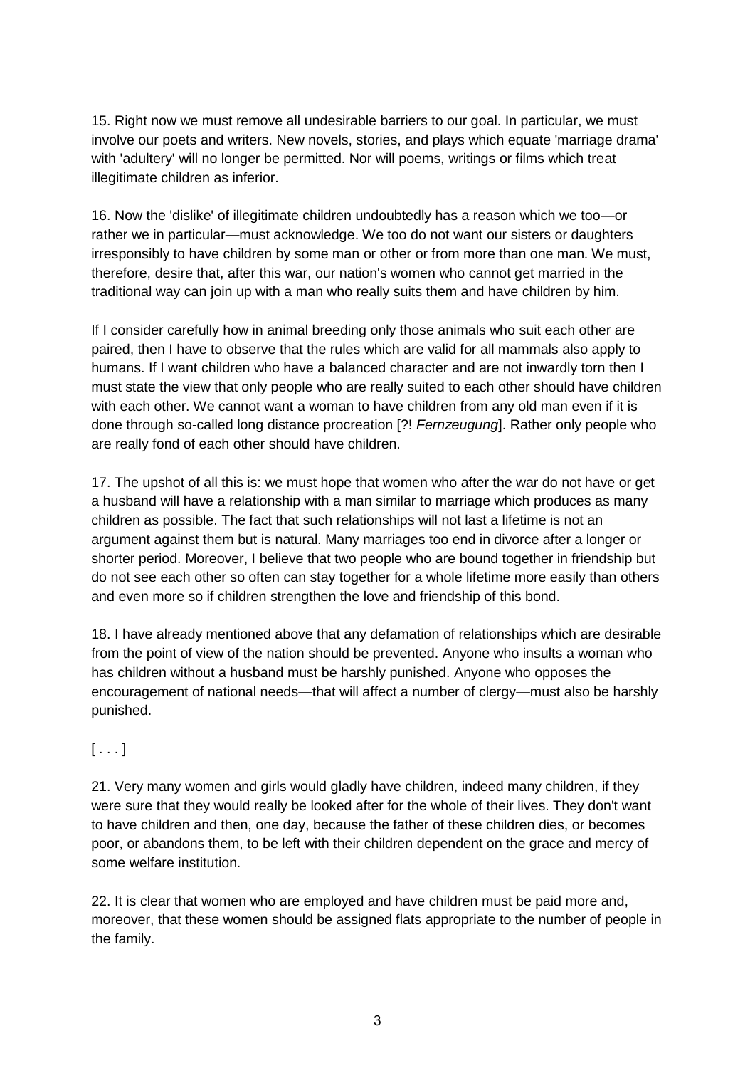15. Right now we must remove all undesirable barriers to our goal. In particular, we must involve our poets and writers. New novels, stories, and plays which equate 'marriage drama' with 'adultery' will no longer be permitted. Nor will poems, writings or films which treat illegitimate children as inferior.

16. Now the 'dislike' of illegitimate children undoubtedly has a reason which we too—or rather we in particular—must acknowledge. We too do not want our sisters or daughters irresponsibly to have children by some man or other or from more than one man. We must, therefore, desire that, after this war, our nation's women who cannot get married in the traditional way can join up with a man who really suits them and have children by him.

If I consider carefully how in animal breeding only those animals who suit each other are paired, then I have to observe that the rules which are valid for all mammals also apply to humans. If I want children who have a balanced character and are not inwardly torn then I must state the view that only people who are really suited to each other should have children with each other. We cannot want a woman to have children from any old man even if it is done through so-called long distance procreation [?! *Fernzeugung*]. Rather only people who are really fond of each other should have children.

17. The upshot of all this is: we must hope that women who after the war do not have or get a husband will have a relationship with a man similar to marriage which produces as many children as possible. The fact that such relationships will not last a lifetime is not an argument against them but is natural. Many marriages too end in divorce after a longer or shorter period. Moreover, I believe that two people who are bound together in friendship but do not see each other so often can stay together for a whole lifetime more easily than others and even more so if children strengthen the love and friendship of this bond.

18. I have already mentioned above that any defamation of relationships which are desirable from the point of view of the nation should be prevented. Anyone who insults a woman who has children without a husband must be harshly punished. Anyone who opposes the encouragement of national needs—that will affect a number of clergy—must also be harshly punished.

[ . . . ]

21. Very many women and girls would gladly have children, indeed many children, if they were sure that they would really be looked after for the whole of their lives. They don't want to have children and then, one day, because the father of these children dies, or becomes poor, or abandons them, to be left with their children dependent on the grace and mercy of some welfare institution.

22. It is clear that women who are employed and have children must be paid more and, moreover, that these women should be assigned flats appropriate to the number of people in the family.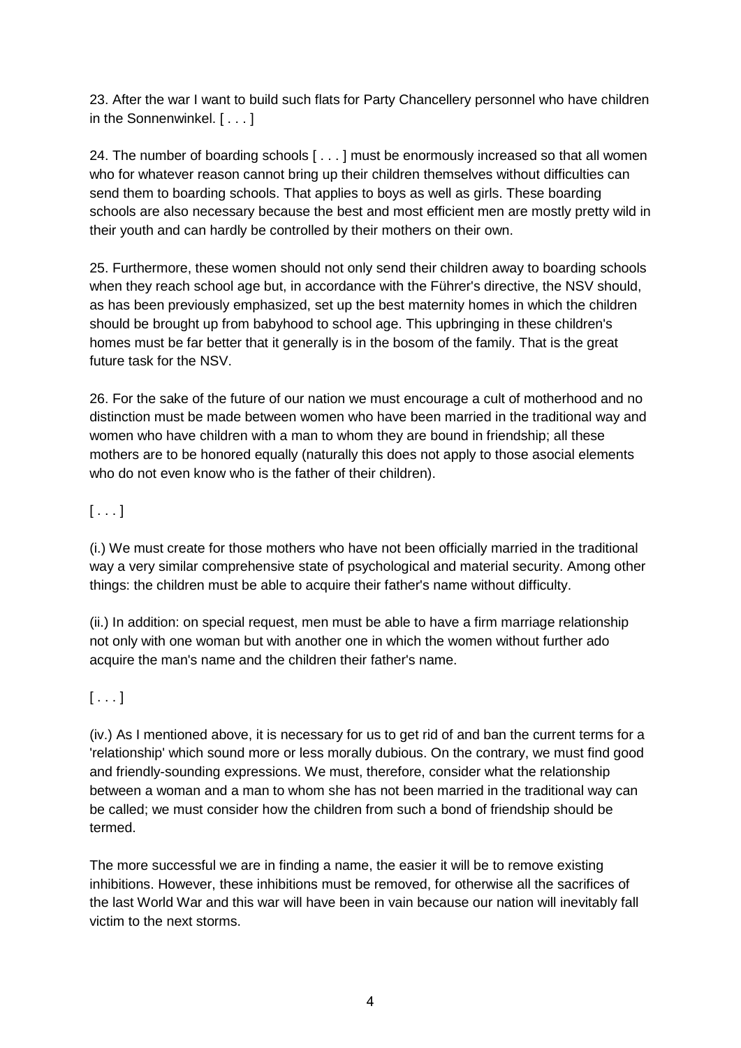23. After the war I want to build such flats for Party Chancellery personnel who have children in the Sonnenwinkel. [ . . . ]

24. The number of boarding schools [ . . . ] must be enormously increased so that all women who for whatever reason cannot bring up their children themselves without difficulties can send them to boarding schools. That applies to boys as well as girls. These boarding schools are also necessary because the best and most efficient men are mostly pretty wild in their youth and can hardly be controlled by their mothers on their own.

25. Furthermore, these women should not only send their children away to boarding schools when they reach school age but, in accordance with the Führer's directive, the NSV should, as has been previously emphasized, set up the best maternity homes in which the children should be brought up from babyhood to school age. This upbringing in these children's homes must be far better that it generally is in the bosom of the family. That is the great future task for the NSV.

26. For the sake of the future of our nation we must encourage a cult of motherhood and no distinction must be made between women who have been married in the traditional way and women who have children with a man to whom they are bound in friendship; all these mothers are to be honored equally (naturally this does not apply to those asocial elements who do not even know who is the father of their children).

[ . . . ]

(i.) We must create for those mothers who have not been officially married in the traditional way a very similar comprehensive state of psychological and material security. Among other things: the children must be able to acquire their father's name without difficulty.

(ii.) In addition: on special request, men must be able to have a firm marriage relationship not only with one woman but with another one in which the women without further ado acquire the man's name and the children their father's name.

[ . . . ]

(iv.) As I mentioned above, it is necessary for us to get rid of and ban the current terms for a 'relationship' which sound more or less morally dubious. On the contrary, we must find good and friendly-sounding expressions. We must, therefore, consider what the relationship between a woman and a man to whom she has not been married in the traditional way can be called; we must consider how the children from such a bond of friendship should be termed.

The more successful we are in finding a name, the easier it will be to remove existing inhibitions. However, these inhibitions must be removed, for otherwise all the sacrifices of the last World War and this war will have been in vain because our nation will inevitably fall victim to the next storms.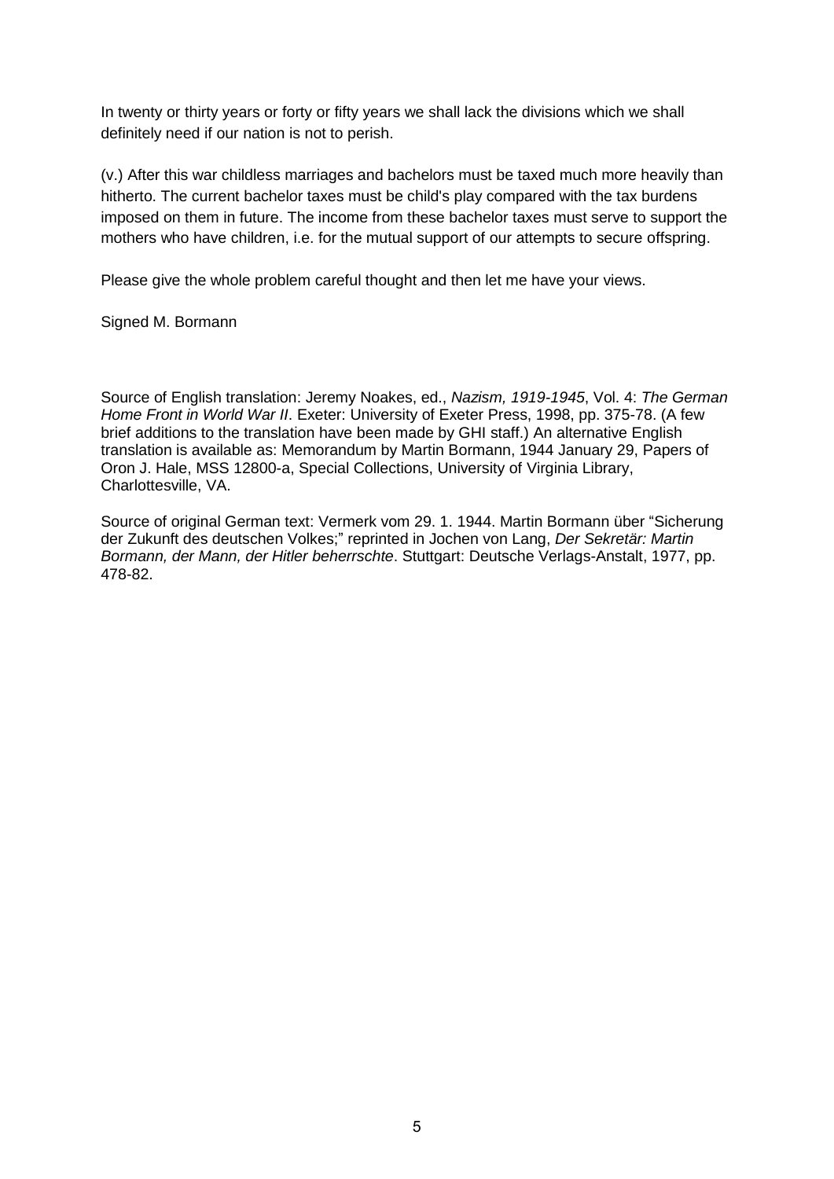In twenty or thirty years or forty or fifty years we shall lack the divisions which we shall definitely need if our nation is not to perish.

(v.) After this war childless marriages and bachelors must be taxed much more heavily than hitherto. The current bachelor taxes must be child's play compared with the tax burdens imposed on them in future. The income from these bachelor taxes must serve to support the mothers who have children, i.e. for the mutual support of our attempts to secure offspring.

Please give the whole problem careful thought and then let me have your views.

Signed M. Bormann

Source of English translation: Jeremy Noakes, ed., *Nazism, 1919-1945*, Vol. 4: *The German Home Front in World War II*. Exeter: University of Exeter Press, 1998, pp. 375-78. (A few brief additions to the translation have been made by GHI staff.) An alternative English translation is available as: Memorandum by Martin Bormann, 1944 January 29, Papers of Oron J. Hale, MSS 12800-a, Special Collections, University of Virginia Library, Charlottesville, VA.

Source of original German text: Vermerk vom 29. 1. 1944. Martin Bormann über "Sicherung der Zukunft des deutschen Volkes;" reprinted in Jochen von Lang, *Der Sekretär: Martin Bormann, der Mann, der Hitler beherrschte*. Stuttgart: Deutsche Verlags-Anstalt, 1977, pp. 478-82.